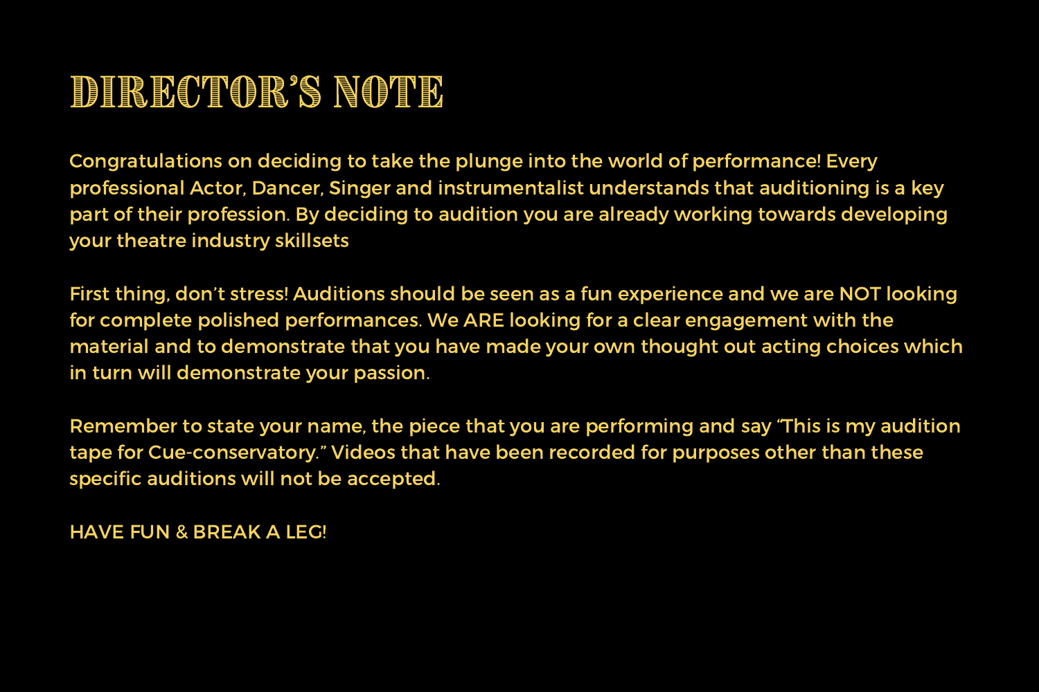# DIRECTOR'S NOTE

Congratulations on deciding to take the plunge into the world of performance! Every professional Actor, Dancer, Singer and instrumentalist understands that auditioning is a key part of their profession. By deciding to audition you are already working towards developing your theatre industry skillsets

First thing, don't stress! Auditions should be seen as a fun experience and we are NOT looking for complete polished performances. We ARE looking for a clear engagement with the material and to demonstrate that you have made your own thought out acting choices which in turn will demonstrate your passion.

Remember to state your name, the piece that you are performing and say "This is my audition tape for Cue-conservatory." Videos that have been recorded for purposes other than these specific auditions will not be accepted.

HAVE FUN & BREAK A LEG!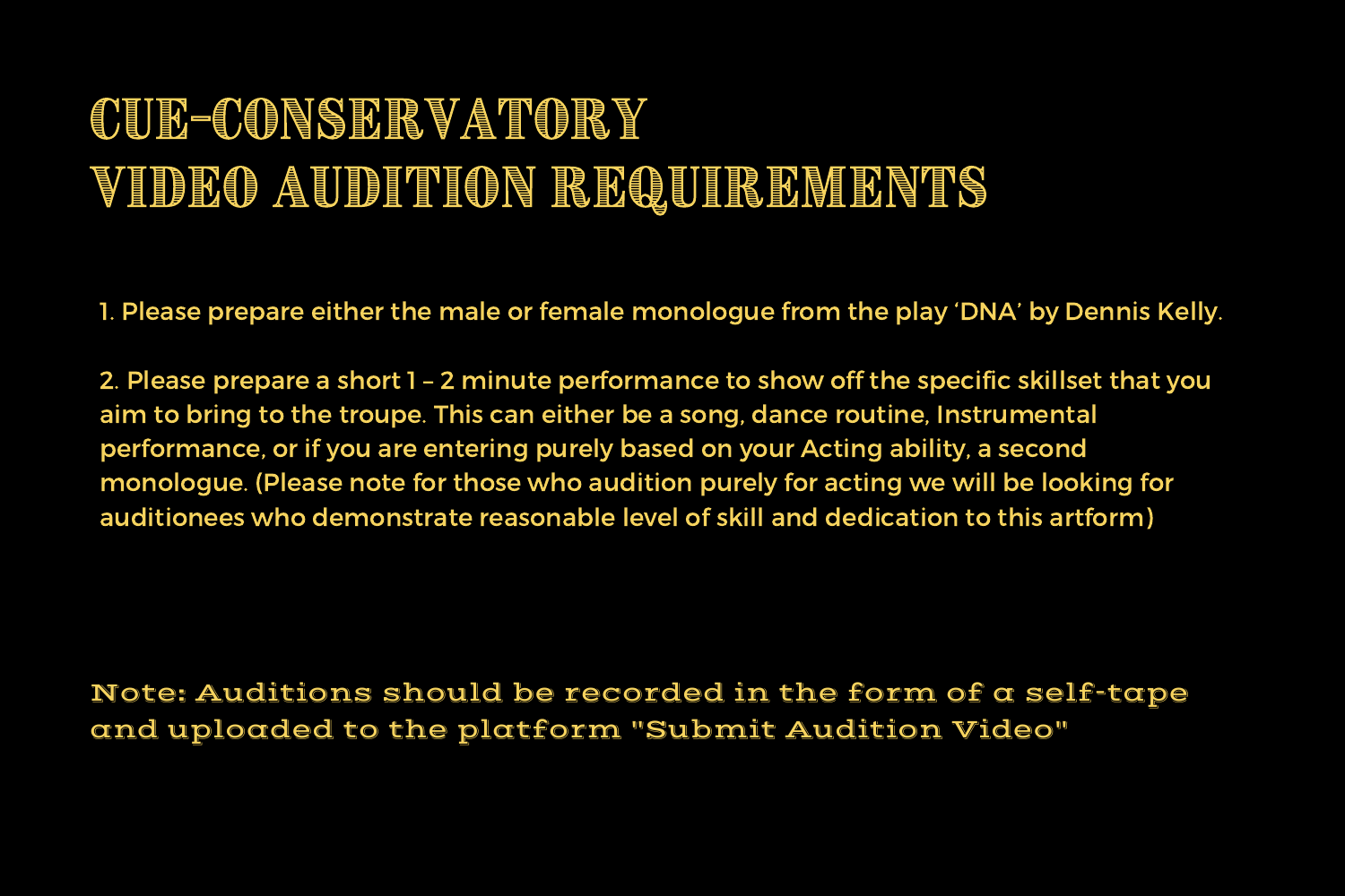# CUE-CONSERVATORY
# VIDEO AUDITION REQUIREMENTS

1. Please prepare either the male or female monologue from the play 'DNA' by Dennis Kelly.

2. Please prepare a short 1 – 2 minute performance to show off the specific skillset that you aim to bring to the troupe. This can either be a song, dance routine, Instrumental performance, or if you are entering purely based on your Acting ability, a second monologue. (Please note for those who audition purely for acting we will be looking for auditionees who demonstrate reasonable level of skill and dedication to this artform)

Note: Auditions should be recorded in the form of a self-tape and uploaded to the platform "Submit Audition Video"